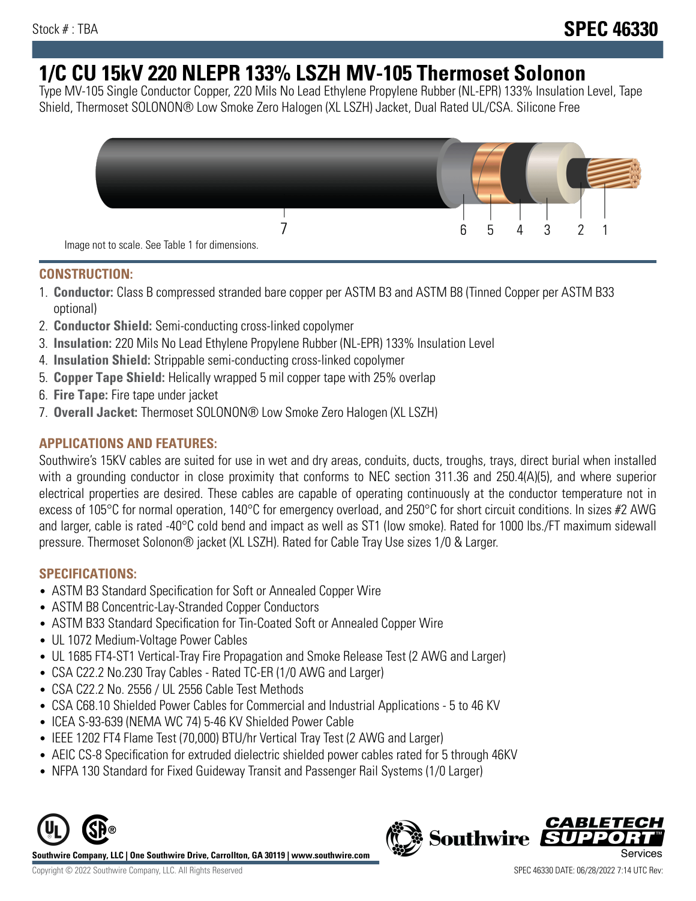Stock # : TBA

# SPEC 46330

# 1/C CU 15kV 220 NLEPR 133% LSZH MV-105 Thermoset Solonon

Type MV-105 Single Conductor Copper, 220 Mils No Lead Ethylene Propylene Rubber (NL-EPR) 133% Insulation Level, Tape Shield, Thermoset SOLONON® Low Smoke Zero Halogen (XL LSZH) Jacket, Dual Rated UL/CSA. Silicone Free

Image not to scale. See Table 1 for dimensions.

## CONSTRUCTION:

1. **Conductor:** Class B compressed stranded bare copper per ASTM B3 and ASTM B8 (Tinned Copper per ASTM B33 optional)
2. **Conductor Shield:** Semi-conducting cross-linked copolymer
3. **Insulation:** 220 Mils No Lead Ethylene Propylene Rubber (NL-EPR) 133% Insulation Level
4. **Insulation Shield:** Strippable semi-conducting cross-linked copolymer
5. **Copper Tape Shield:** Helically wrapped 5 mil copper tape with 25% overlap
6. **Fire Tape:** Fire tape under jacket
7. **Overall Jacket:** Thermoset SOLONON® Low Smoke Zero Halogen (XL LSZH)

## APPLICATIONS AND FEATURES:

Southwire's 15KV cables are suited for use in wet and dry areas, conduits, ducts, troughs, trays, direct burial when installed with a grounding conductor in close proximity that conforms to NEC section 311.36 and 250.4(A)(5), and where superior electrical properties are desired. These cables are capable of operating continuously at the conductor temperature not in excess of 105°C for normal operation, 140°C for emergency overload, and 250°C for short circuit conditions. In sizes #2 AWG and larger, cable is rated -40°C cold bend and impact as well as ST1 (low smoke). Rated for 1000 lbs./FT maximum sidewall pressure. Thermoset Solonon® jacket (XL LSZH). Rated for Cable Tray Use sizes 1/0 & Larger.

## SPECIFICATIONS:

- ASTM B3 Standard Specification for Soft or Annealed Copper Wire
- ASTM B8 Concentric-Lay-Stranded Copper Conductors
- ASTM B33 Standard Specification for Tin-Coated Soft or Annealed Copper Wire
- UL 1072 Medium-Voltage Power Cables
- UL 1685 FT4-ST1 Vertical-Tray Fire Propagation and Smoke Release Test (2 AWG and Larger)
- CSA C22.2 No.230 Tray Cables - Rated TC-ER (1/0 AWG and Larger)
- CSA C22.2 No. 2556 / UL 2556 Cable Test Methods
- CSA C68.10 Shielded Power Cables for Commercial and Industrial Applications - 5 to 46 KV
- ICEA S-93-639 (NEMA WC 74) 5-46 KV Shielded Power Cable
- IEEE 1202 FT4 Flame Test (70,000) BTU/hr Vertical Tray Test (2 AWG and Larger)
- AEIC CS-8 Specification for extruded dielectric shielded power cables rated for 5 through 46KV
- NFPA 130 Standard for Fixed Guideway Transit and Passenger Rail Systems (1/0 Larger)

**Southwire Company, LLC | One Southwire Drive, Carrollton, GA 30119 | www.southwire.com**

Copyright © 2022 Southwire Company, LLC. All Rights Reserved

SPEC 46330 DATE: 06/28/2022 7:14 UTC Rev: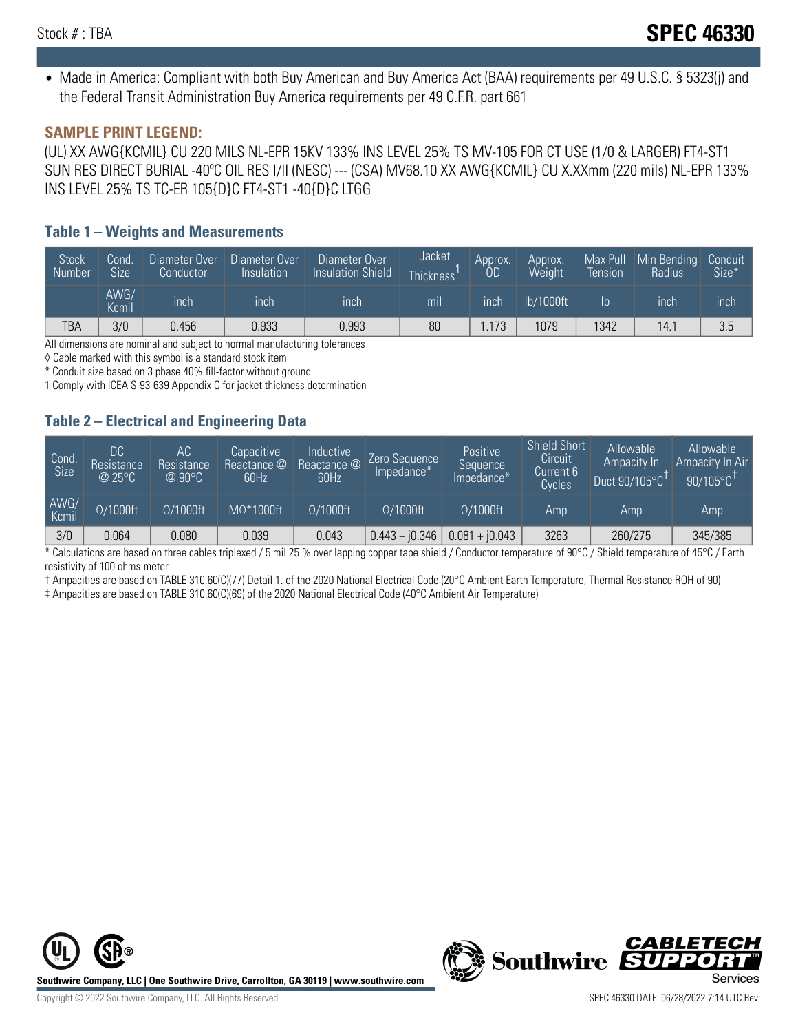- Made in America: Compliant with both Buy American and Buy America Act (BAA) requirements per 49 U.S.C. § 5323(j) and the Federal Transit Administration Buy America requirements per 49 C.F.R. part 661

### SAMPLE PRINT LEGEND:

(UL) XX AWG{KCMIL} CU 220 MILS NL-EPR 15KV 133% INS LEVEL 25% TS MV-105 FOR CT USE (1/0 & LARGER) FT4-ST1 SUN RES DIRECT BURIAL -40ºC OIL RES I/II (NESC) --- (CSA) MV68.10 XX AWG{KCMIL} CU X.XXmm (220 mils) NL-EPR 133% INS LEVEL 25% TS TC-ER 105{D}C FT4-ST1 -40{D}C LTGG

### Table 1 – Weights and Measurements

| Stock Number | Cond. Size | Diameter Over Conductor | Diameter Over Insulation | Diameter Over Insulation Shield | Jacket Thickness[1] | Approx. OD | Approx. Weight | Max Pull Tension | Min Bending Radius | Conduit Size* |
|---|---|---|---|---|---|---|---|---|---|---|
| | AWG/ Kcmil | inch | inch | inch | mil | inch | lb/1000ft | lb | inch | inch |
| TBA | 3/0 | 0.456 | 0.933 | 0.993 | 80 | 1.173 | 1079 | 1342 | 14.1 | 3.5 |

All dimensions are nominal and subject to normal manufacturing tolerances

◊ Cable marked with this symbol is a standard stock item

* Conduit size based on 3 phase 40% fill-factor without ground

1 Comply with ICEA S-93-639 Appendix C for jacket thickness determination

### Table 2 – Electrical and Engineering Data

| Cond. Size | DC Resistance @ 25°C | AC Resistance @ 90°C | Capacitive Reactance @ 60Hz | Inductive Reactance @ 60Hz | Zero Sequence Impedance* | Positive Sequence Impedance* | Shield Short Circuit Current 6 Cycles | Allowable Ampacity In Duct 90/105°C† | Allowable Ampacity In Air 90/105°C‡ |
|---|---|---|---|---|---|---|---|---|---|
| AWG/ Kcmil | Ω/1000ft | Ω/1000ft | MΩ*1000ft | Ω/1000ft | Ω/1000ft | Ω/1000ft | Amp | Amp | Amp |
| 3/0 | 0.064 | 0.080 | 0.039 | 0.043 | 0.443 + j0.346 | 0.081 + j0.043 | 3263 | 260/275 | 345/385 |

* Calculations are based on three cables triplexed / 5 mil 25 % over lapping copper tape shield / Conductor temperature of 90°C / Shield temperature of 45°C / Earth resistivity of 100 ohms-meter

† Ampacities are based on TABLE 310.60(C)(77) Detail 1. of the 2020 National Electrical Code (20°C Ambient Earth Temperature, Thermal Resistance ROH of 90)

‡ Ampacities are based on TABLE 310.60(C)(69) of the 2020 National Electrical Code (40°C Ambient Air Temperature)

Southwire Company, LLC | One Southwire Drive, Carrollton, GA 30119 | www.southwire.com

Copyright © 2022 Southwire Company, LLC. All Rights Reserved